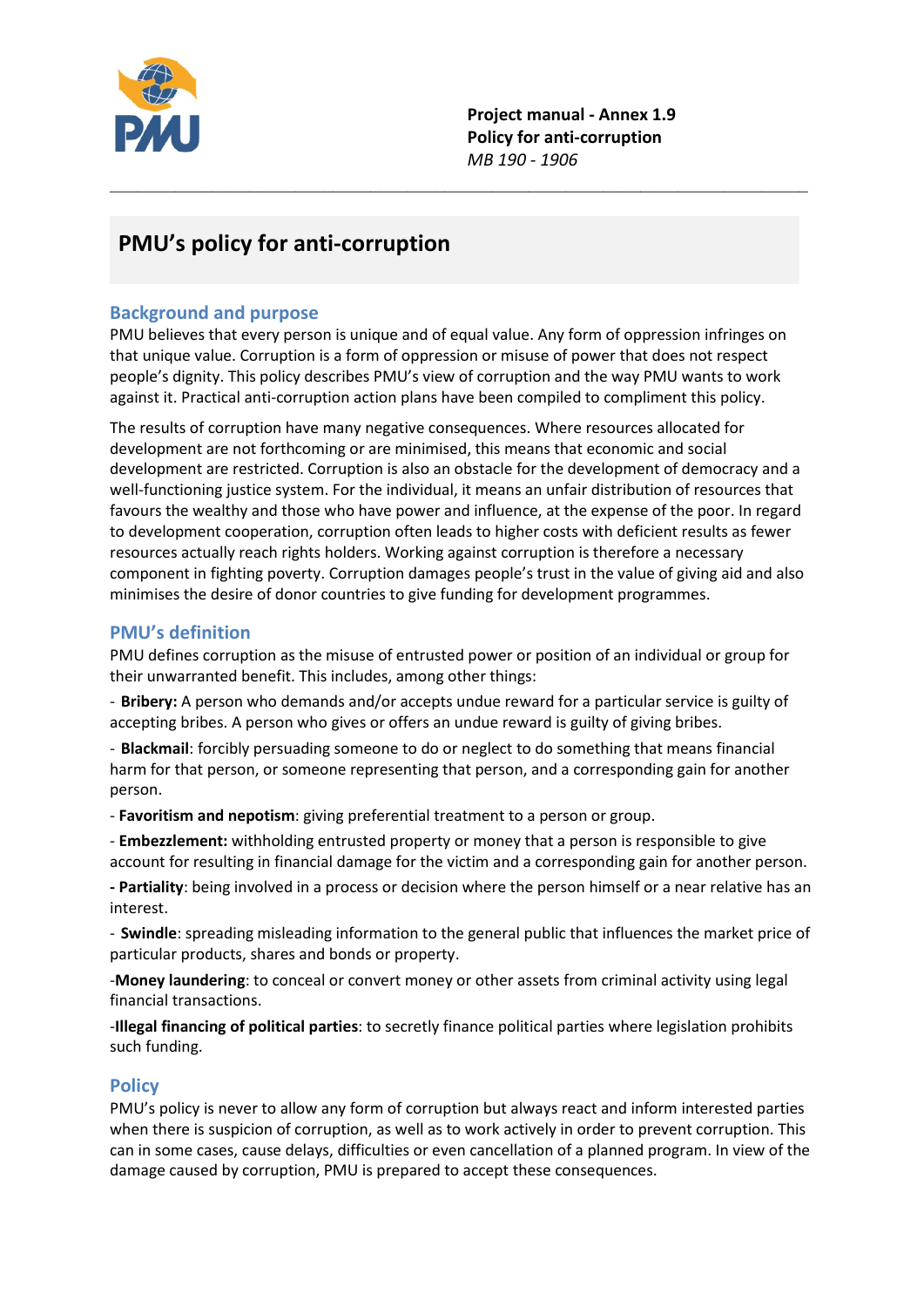**Project manual - Annex 1.9**
**Policy for anti-corruption**
*MB 190 - 1906*

# PMU's policy for anti-corruption

## Background and purpose

PMU believes that every person is unique and of equal value. Any form of oppression infringes on that unique value. Corruption is a form of oppression or misuse of power that does not respect people's dignity. This policy describes PMU's view of corruption and the way PMU wants to work against it. Practical anti-corruption action plans have been compiled to compliment this policy.

The results of corruption have many negative consequences. Where resources allocated for development are not forthcoming or are minimised, this means that economic and social development are restricted. Corruption is also an obstacle for the development of democracy and a well-functioning justice system. For the individual, it means an unfair distribution of resources that favours the wealthy and those who have power and influence, at the expense of the poor. In regard to development cooperation, corruption often leads to higher costs with deficient results as fewer resources actually reach rights holders. Working against corruption is therefore a necessary component in fighting poverty. Corruption damages people's trust in the value of giving aid and also minimises the desire of donor countries to give funding for development programmes.

## PMU's definition

PMU defines corruption as the misuse of entrusted power or position of an individual or group for their unwarranted benefit. This includes, among other things:

- **Bribery:** A person who demands and/or accepts undue reward for a particular service is guilty of accepting bribes. A person who gives or offers an undue reward is guilty of giving bribes.
- **Blackmail**: forcibly persuading someone to do or neglect to do something that means financial harm for that person, or someone representing that person, and a corresponding gain for another person.
- **Favoritism and nepotism**: giving preferential treatment to a person or group.
- **Embezzlement:** withholding entrusted property or money that a person is responsible to give account for resulting in financial damage for the victim and a corresponding gain for another person.
- **Partiality**: being involved in a process or decision where the person himself or a near relative has an interest.
- **Swindle**: spreading misleading information to the general public that influences the market price of particular products, shares and bonds or property.
- **Money laundering**: to conceal or convert money or other assets from criminal activity using legal financial transactions.
- **Illegal financing of political parties**: to secretly finance political parties where legislation prohibits such funding.

## Policy

PMU's policy is never to allow any form of corruption but always react and inform interested parties when there is suspicion of corruption, as well as to work actively in order to prevent corruption. This can in some cases, cause delays, difficulties or even cancellation of a planned program. In view of the damage caused by corruption, PMU is prepared to accept these consequences.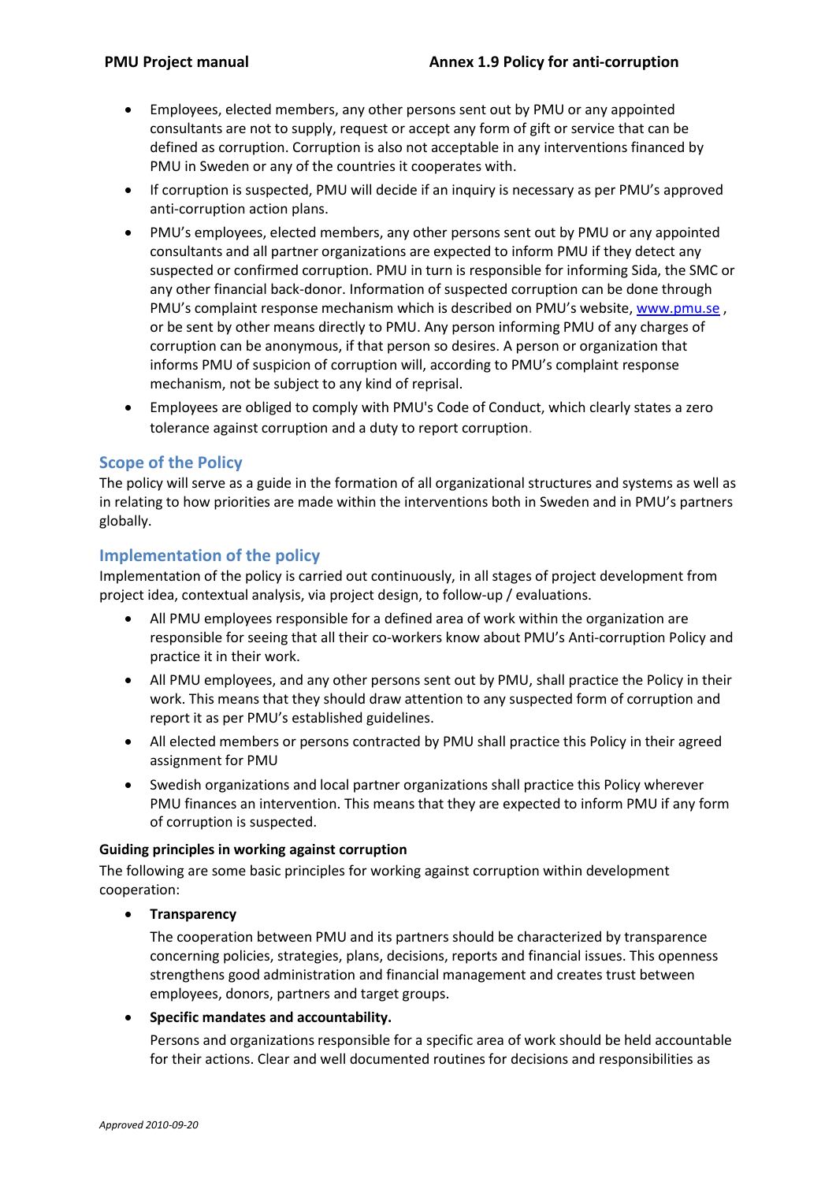- Employees, elected members, any other persons sent out by PMU or any appointed consultants are not to supply, request or accept any form of gift or service that can be defined as corruption. Corruption is also not acceptable in any interventions financed by PMU in Sweden or any of the countries it cooperates with.
- If corruption is suspected, PMU will decide if an inquiry is necessary as per PMU's approved anti-corruption action plans.
- PMU's employees, elected members, any other persons sent out by PMU or any appointed consultants and all partner organizations are expected to inform PMU if they detect any suspected or confirmed corruption. PMU in turn is responsible for informing Sida, the SMC or any other financial back-donor. Information of suspected corruption can be done through PMU's complaint response mechanism which is described on PMU's website, www.pmu.se , or be sent by other means directly to PMU. Any person informing PMU of any charges of corruption can be anonymous, if that person so desires. A person or organization that informs PMU of suspicion of corruption will, according to PMU's complaint response mechanism, not be subject to any kind of reprisal.
- Employees are obliged to comply with PMU's Code of Conduct, which clearly states a zero tolerance against corruption and a duty to report corruption.

## Scope of the Policy

The policy will serve as a guide in the formation of all organizational structures and systems as well as in relating to how priorities are made within the interventions both in Sweden and in PMU's partners globally.

## Implementation of the policy

Implementation of the policy is carried out continuously, in all stages of project development from project idea, contextual analysis, via project design, to follow-up / evaluations.

- All PMU employees responsible for a defined area of work within the organization are responsible for seeing that all their co-workers know about PMU's Anti-corruption Policy and practice it in their work.
- All PMU employees, and any other persons sent out by PMU, shall practice the Policy in their work. This means that they should draw attention to any suspected form of corruption and report it as per PMU's established guidelines.
- All elected members or persons contracted by PMU shall practice this Policy in their agreed assignment for PMU
- Swedish organizations and local partner organizations shall practice this Policy wherever PMU finances an intervention. This means that they are expected to inform PMU if any form of corruption is suspected.

**Guiding principles in working against corruption**

The following are some basic principles for working against corruption within development cooperation:

- **Transparency**

  The cooperation between PMU and its partners should be characterized by transparence concerning policies, strategies, plans, decisions, reports and financial issues. This openness strengthens good administration and financial management and creates trust between employees, donors, partners and target groups.

- **Specific mandates and accountability.**

  Persons and organizations responsible for a specific area of work should be held accountable for their actions. Clear and well documented routines for decisions and responsibilities as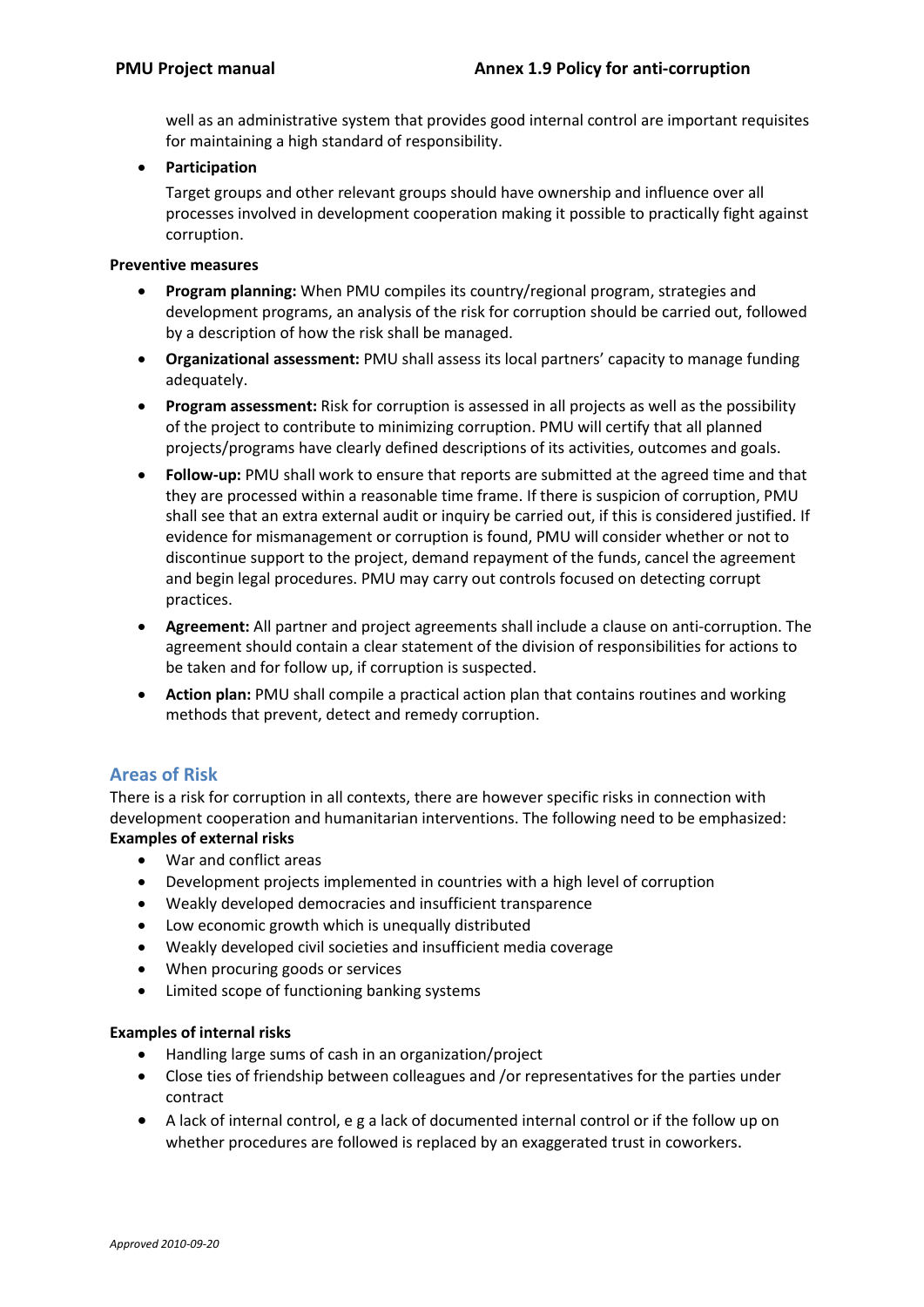well as an administrative system that provides good internal control are important requisites for maintaining a high standard of responsibility.

- **Participation**

  Target groups and other relevant groups should have ownership and influence over all processes involved in development cooperation making it possible to practically fight against corruption.

**Preventive measures**

- **Program planning:** When PMU compiles its country/regional program, strategies and development programs, an analysis of the risk for corruption should be carried out, followed by a description of how the risk shall be managed.
- **Organizational assessment:** PMU shall assess its local partners' capacity to manage funding adequately.
- **Program assessment:** Risk for corruption is assessed in all projects as well as the possibility of the project to contribute to minimizing corruption. PMU will certify that all planned projects/programs have clearly defined descriptions of its activities, outcomes and goals.
- **Follow-up:** PMU shall work to ensure that reports are submitted at the agreed time and that they are processed within a reasonable time frame. If there is suspicion of corruption, PMU shall see that an extra external audit or inquiry be carried out, if this is considered justified. If evidence for mismanagement or corruption is found, PMU will consider whether or not to discontinue support to the project, demand repayment of the funds, cancel the agreement and begin legal procedures. PMU may carry out controls focused on detecting corrupt practices.
- **Agreement:** All partner and project agreements shall include a clause on anti-corruption. The agreement should contain a clear statement of the division of responsibilities for actions to be taken and for follow up, if corruption is suspected.
- **Action plan:** PMU shall compile a practical action plan that contains routines and working methods that prevent, detect and remedy corruption.

## Areas of Risk

There is a risk for corruption in all contexts, there are however specific risks in connection with development cooperation and humanitarian interventions. The following need to be emphasized:

**Examples of external risks**

- War and conflict areas
- Development projects implemented in countries with a high level of corruption
- Weakly developed democracies and insufficient transparence
- Low economic growth which is unequally distributed
- Weakly developed civil societies and insufficient media coverage
- When procuring goods or services
- Limited scope of functioning banking systems

**Examples of internal risks**

- Handling large sums of cash in an organization/project
- Close ties of friendship between colleagues and /or representatives for the parties under contract
- A lack of internal control, e g a lack of documented internal control or if the follow up on whether procedures are followed is replaced by an exaggerated trust in coworkers.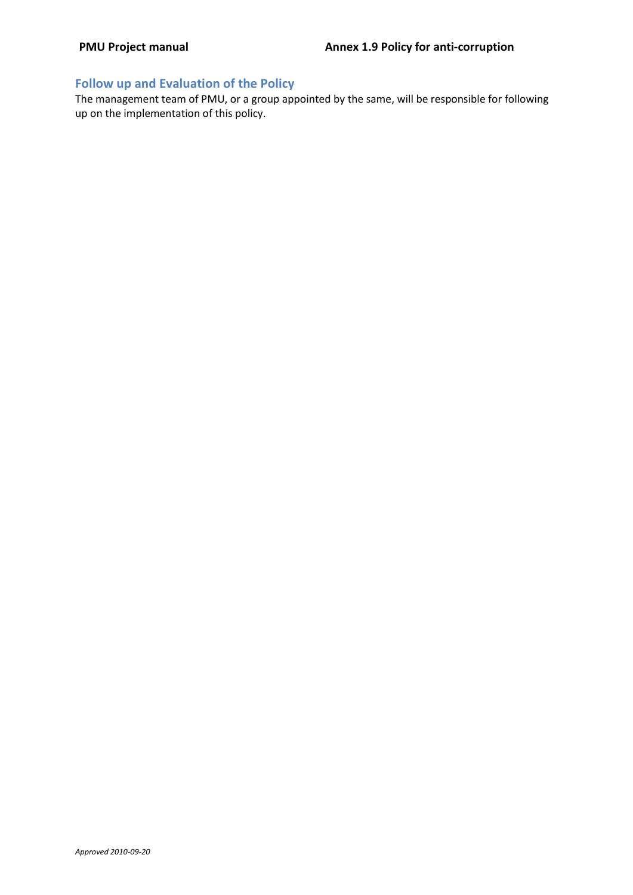## Follow up and Evaluation of the Policy

The management team of PMU, or a group appointed by the same, will be responsible for following up on the implementation of this policy.

*Approved 2010-09-20*